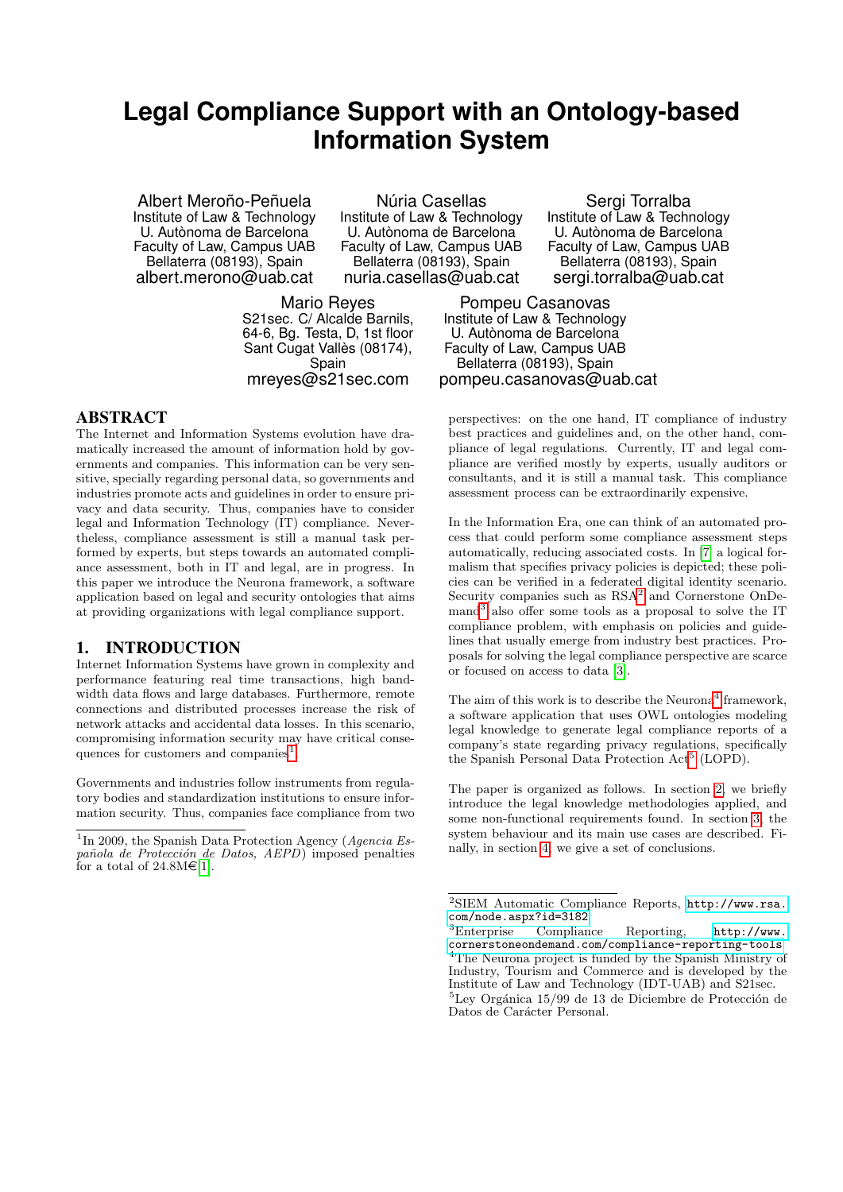# Legal Compliance Support with an Ontology-based Information System

Albert Meroño-Peñuela
Institute of Law & Technology
U. Autònoma de Barcelona
Faculty of Law, Campus UAB
Bellaterra (08193), Spain
albert.merono@uab.cat

Núria Casellas
Institute of Law & Technology
U. Autònoma de Barcelona
Faculty of Law, Campus UAB
Bellaterra (08193), Spain
nuria.casellas@uab.cat

Sergi Torralba
Institute of Law & Technology
U. Autònoma de Barcelona
Faculty of Law, Campus UAB
Bellaterra (08193), Spain
sergi.torralba@uab.cat

Mario Reyes
S21sec. C/ Alcalde Barnils,
64-6, Bg. Testa, D, 1st floor
Sant Cugat Vallès (08174),
Spain
mreyes@s21sec.com

Pompeu Casanovas
Institute of Law & Technology
U. Autònoma de Barcelona
Faculty of Law, Campus UAB
Bellaterra (08193), Spain
pompeu.casanovas@uab.cat

## ABSTRACT

The Internet and Information Systems evolution have dramatically increased the amount of information hold by governments and companies. This information can be very sensitive, specially regarding personal data, so governments and industries promote acts and guidelines in order to ensure privacy and data security. Thus, companies have to consider legal and Information Technology (IT) compliance. Nevertheless, compliance assessment is still a manual task performed by experts, but steps towards an automated compliance assessment, both in IT and legal, are in progress. In this paper we introduce the Neurona framework, a software application based on legal and security ontologies that aims at providing organizations with legal compliance support.

## 1. INTRODUCTION

Internet Information Systems have grown in complexity and performance featuring real time transactions, high bandwidth data flows and large databases. Furthermore, remote connections and distributed processes increase the risk of network attacks and accidental data losses. In this scenario, compromising information security may have critical consequences for customers and companies[1].

Governments and industries follow instruments from regulatory bodies and standardization institutions to ensure information security. Thus, companies face compliance from two perspectives: on the one hand, IT compliance of industry best practices and guidelines and, on the other hand, compliance of legal regulations. Currently, IT and legal compliance are verified mostly by experts, usually auditors or consultants, and it is still a manual task. This compliance assessment process can be extraordinarily expensive.

In the Information Era, one can think of an automated process that could perform some compliance assessment steps automatically, reducing associated costs. In [7] a logical formalism that specifies privacy policies is depicted; these policies can be verified in a federated digital identity scenario. Security companies such as RSA[2] and Cornerstone OnDemand[3] also offer some tools as a proposal to solve the IT compliance problem, with emphasis on policies and guidelines that usually emerge from industry best practices. Proposals for solving the legal compliance perspective are scarce or focused on access to data [3].

The aim of this work is to describe the Neurona[4] framework, a software application that uses OWL ontologies modeling legal knowledge to generate legal compliance reports of a company's state regarding privacy regulations, specifically the Spanish Personal Data Protection Act[5] (LOPD).

The paper is organized as follows. In section 2, we briefly introduce the legal knowledge methodologies applied, and some non-functional requirements found. In section 3, the system behaviour and its main use cases are described. Finally, in section 4, we give a set of conclusions.

---

[1] In 2009, the Spanish Data Protection Agency (*Agencia Española de Protección de Datos, AEPD*) imposed penalties for a total of 24.8M€[1].

[2] SIEM Automatic Compliance Reports, http://www.rsa.com/node.aspx?id=3182

[3] Enterprise Compliance Reporting, http://www.cornerstoneondemand.com/compliance-reporting-tools

[4] The Neurona project is funded by the Spanish Ministry of Industry, Tourism and Commerce and is developed by the Institute of Law and Technology (IDT-UAB) and S21sec.

[5] Ley Orgánica 15/99 de 13 de Diciembre de Protección de Datos de Carácter Personal.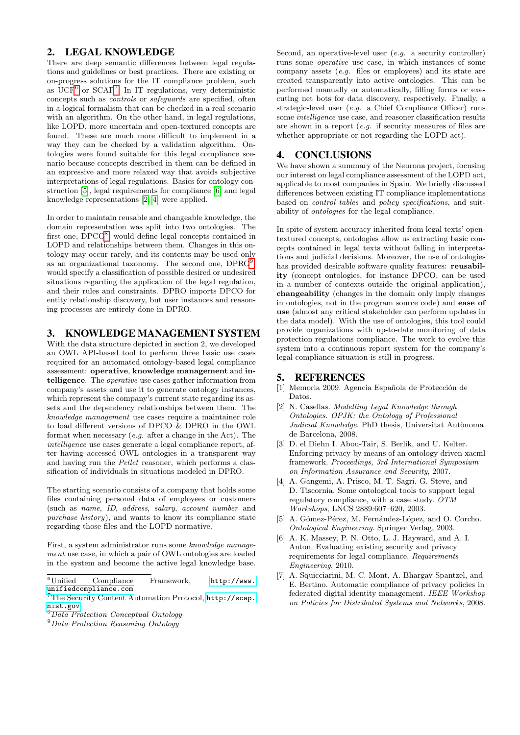## 2. LEGAL KNOWLEDGE

There are deep semantic differences between legal regulations and guidelines or best practices. There are existing or on-progress solutions for the IT compliance problem, such as UCF[6] or SCAP[7]. In IT regulations, very deterministic concepts such as *controls* or *safeguards* are specified, often in a logical formalism that can be checked in a real scenario with an algorithm. On the other hand, in legal regulations, like LOPD, more uncertain and open-textured concepts are found. These are much more difficult to implement in a way they can be checked by a validation algorithm. Ontologies were found suitable for this legal compliance scenario because concepts described in them can be defined in an expressive and more relaxed way that avoids subjective interpretations of legal regulations. Basics for ontology construction [5], legal requirements for compliance [6] and legal knowledge representations [2, 4] were applied.

In order to maintain reusable and changeable knowledge, the domain representation was split into two ontologies. The first one, DPCO[8] would define legal concepts contained in LOPD and relationships between them. Changes in this ontology may occur rarely, and its contents may be used only as an organizational taxonomy. The second one, DPRO[9], would specify a classification of possible desired or undesired situations regarding the application of the legal regulation, and their rules and constraints. DPRO imports DPCO for entity relationship discovery, but user instances and reasoning processes are entirely done in DPRO.

## 3. KNOWLEDGE MANAGEMENT SYSTEM

With the data structure depicted in section 2, we developed an OWL API-based tool to perform three basic use cases required for an automated ontology-based legal compliance assessment: **operative**, **knowledge management** and **intelligence**. The *operative* use cases gather information from company's assets and use it to generate ontology instances, which represent the company's current state regarding its assets and the dependency relationships between them. The *knowledge management* use cases require a maintainer role to load different versions of DPCO & DPRO in the OWL format when necessary (*e.g.* after a change in the Act). The *intelligence* use cases generate a legal compliance report, after having accessed OWL ontologies in a transparent way and having run the *Pellet* reasoner, which performs a classification of individuals in situations modeled in DPRO.

The starting scenario consists of a company that holds some files containing personal data of employees or customers (such as *name*, *ID*, *address*, *salary*, *account number* and *purchase history*), and wants to know its compliance state regarding those files and the LOPD normative.

First, a system administrator runs some *knowledge management* use case, in which a pair of OWL ontologies are loaded in the system and become the active legal knowledge base.

Second, an operative-level user (*e.g.* a security controller) runs some *operative* use case, in which instances of some company assets (*e.g.* files or employees) and its state are created transparently into active ontologies. This can be performed manually or automatically, filling forms or executing net bots for data discovery, respectively. Finally, a strategic-level user (*e.g.* a Chief Compliance Officer) runs some *intelligence* use case, and reasoner classification results are shown in a report (*e.g.* if security measures of files are whether appropriate or not regarding the LOPD act).

## 4. CONCLUSIONS

We have shown a summary of the Neurona project, focusing our interest on legal compliance assessment of the LOPD act, applicable to most companies in Spain. We briefly discussed differences between existing IT compliance implementations based on *control tables* and *policy specifications*, and suitability of *ontologies* for the legal compliance.

In spite of system accuracy inherited from legal texts' open-textured concepts, ontologies allow us extracting basic concepts contained in legal texts without falling in interpretations and judicial decisions. Moreover, the use of ontologies has provided desirable software quality features: **reusability** (concept ontologies, for instance DPCO, can be used in a number of contexts outside the original application), **changeability** (changes in the domain only imply changes in ontologies, not in the program source code) and **ease of use** (almost any critical stakeholder can perform updates in the data model). With the use of ontologies, this tool could provide organizations with up-to-date monitoring of data protection regulations compliance. The work to evolve this system into a continuous report system for the company's legal compliance situation is still in progress.

## 5. REFERENCES

[1] Memoria 2009. Agencia Española de Protección de Datos.

[2] N. Casellas. *Modelling Legal Knowledge through Ontologies. OPJK: the Ontology of Professional Judicial Knowledge*. PhD thesis, Universitat Autònoma de Barcelona, 2008.

[3] D. el Diehn I. Abou-Tair, S. Berlik, and U. Kelter. Enforcing privacy by means of an ontology driven xacml framework. *Proceedings, 3rd International Symposium on Information Assurance and Security*, 2007.

[4] A. Gangemi, A. Prisco, M.-T. Sagri, G. Steve, and D. Tiscornia. Some ontological tools to support legal regulatory compliance, with a case study. *OTM Workshops*, LNCS 2889:607–620, 2003.

[5] A. Gómez-Pérez, M. Fernández-López, and O. Corcho. *Ontological Engineering*. Springer Verlag, 2003.

[6] A. K. Massey, P. N. Otto, L. J. Hayward, and A. I. Anton. Evaluating existing security and privacy requirements for legal compliance. *Requirements Engineering*, 2010.

[7] A. Squicciarini, M. C. Mont, A. Bhargav-Spantzel, and E. Bertino. Automatic compliance of privacy policies in federated digital identity management. *IEEE Workshop on Policies for Distributed Systems and Networks*, 2008.

---

[6] Unified Compliance Framework, http://www.unifiedcompliance.com

[7] The Security Content Automation Protocol, http://scap.nist.gov

[8] *Data Protection Conceptual Ontology*

[9] *Data Protection Reasoning Ontology*